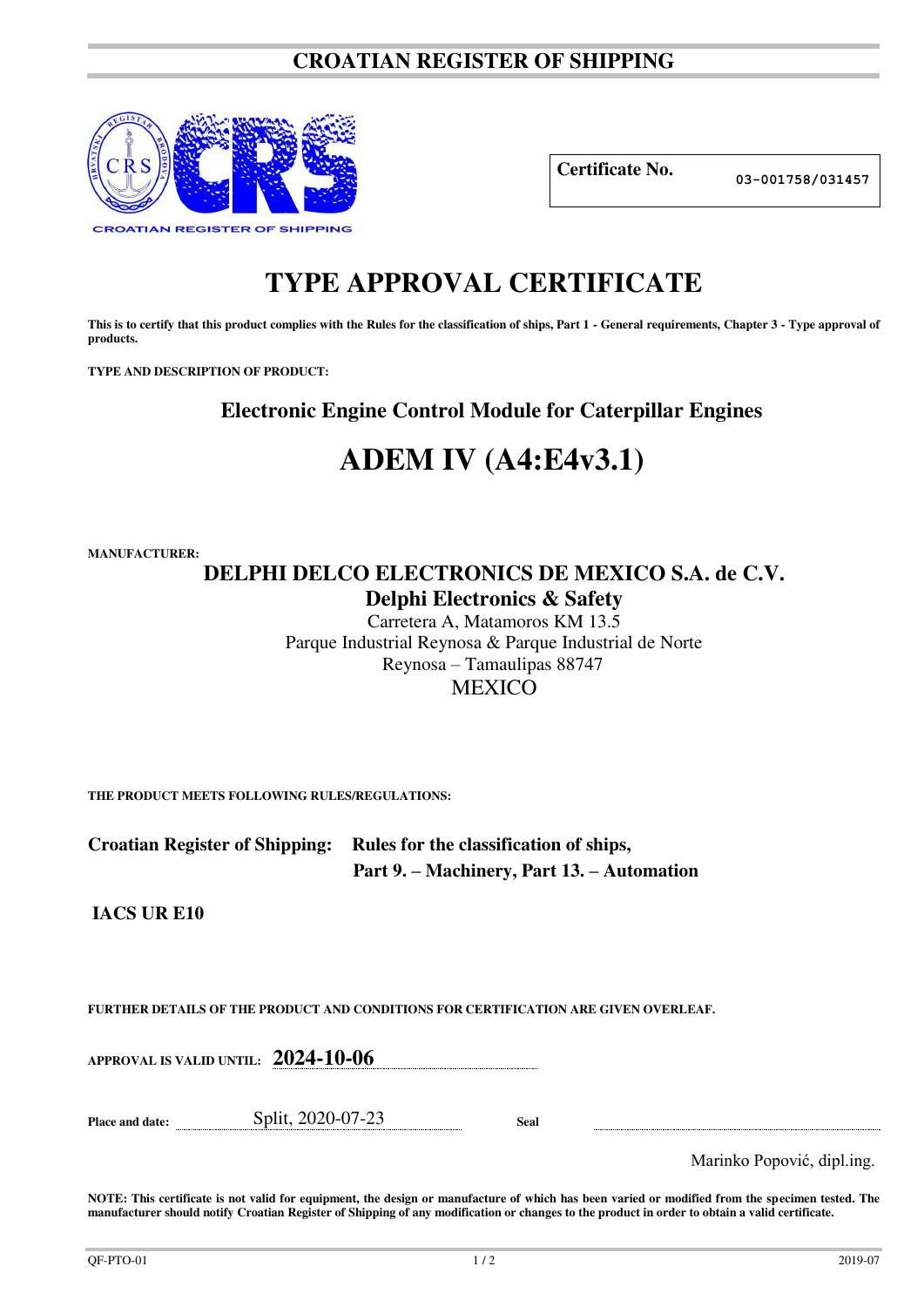# CROATIAN REGISTER OF SHIPPING

CROATIAN REGISTER OF SHIPPING

**Certificate No.** 03-001758/031457

# TYPE APPROVAL CERTIFICATE

**This is to certify that this product complies with the Rules for the classification of ships, Part 1 - General requirements, Chapter 3 - Type approval of products.**

**TYPE AND DESCRIPTION OF PRODUCT:**

## Electronic Engine Control Module for Caterpillar Engines

# ADEM IV (A4:E4v3.1)

**MANUFACTURER:**

**DELPHI DELCO ELECTRONICS DE MEXICO S.A. de C.V.**
**Delphi Electronics & Safety**
Carretera A, Matamoros KM 13.5
Parque Industrial Reynosa & Parque Industrial de Norte
Reynosa – Tamaulipas 88747
MEXICO

**THE PRODUCT MEETS FOLLOWING RULES/REGULATIONS:**

**Croatian Register of Shipping:** **Rules for the classification of ships,**
**Part 9. – Machinery, Part 13. – Automation**

**IACS UR E10**

**FURTHER DETAILS OF THE PRODUCT AND CONDITIONS FOR CERTIFICATION ARE GIVEN OVERLEAF.**

**APPROVAL IS VALID UNTIL:** **2024-10-06**

**Place and date:** Split, 2020-07-23 **Seal**

Marinko Popović, dipl.ing.

**NOTE: This certificate is not valid for equipment, the design or manufacture of which has been varied or modified from the specimen tested. The manufacturer should notify Croatian Register of Shipping of any modification or changes to the product in order to obtain a valid certificate.**

QF-PTO-01 2019-07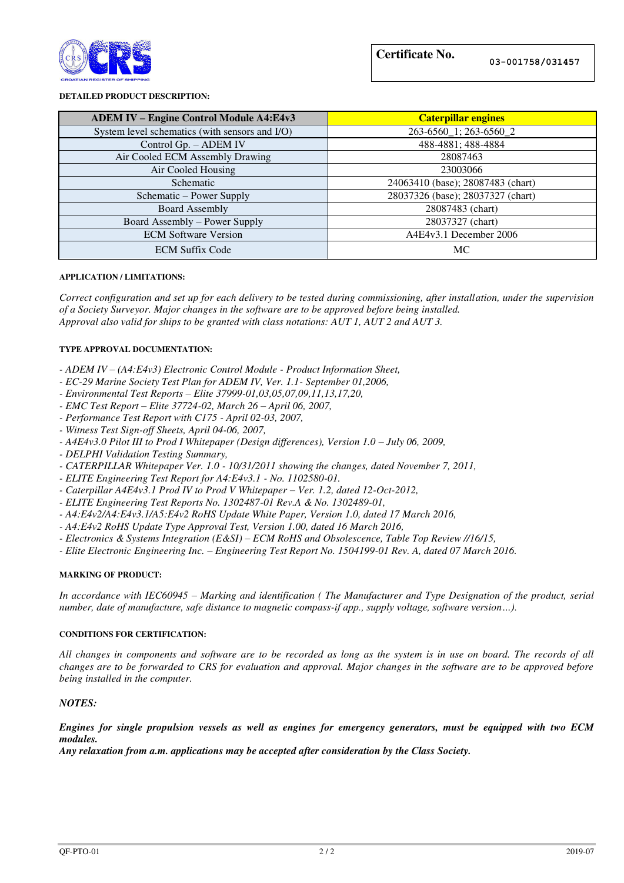**Certificate No.** 03-001758/031457

**DETAILED PRODUCT DESCRIPTION:**

| ADEM IV – Engine Control Module A4:E4v3 | Caterpillar engines |
|---|---|
| System level schematics (with sensors and I/O) | 263-6560_1; 263-6560_2 |
| Control Gp. – ADEM IV | 488-4881; 488-4884 |
| Air Cooled ECM Assembly Drawing | 28087463 |
| Air Cooled Housing | 23003066 |
| Schematic | 24063410 (base); 28087483 (chart) |
| Schematic – Power Supply | 28037326 (base); 28037327 (chart) |
| Board Assembly | 28087483 (chart) |
| Board Assembly – Power Supply | 28037327 (chart) |
| ECM Software Version | A4E4v3.1 December 2006 |
| ECM Suffix Code | MC |

**APPLICATION / LIMITATIONS:**

*Correct configuration and set up for each delivery to be tested during commissioning, after installation, under the supervision of a Society Surveyor. Major changes in the software are to be approved before being installed.*
*Approval also valid for ships to be granted with class notations: AUT 1, AUT 2 and AUT 3.*

**TYPE APPROVAL DOCUMENTATION:**

- *ADEM IV – (A4:E4v3) Electronic Control Module - Product Information Sheet,*
- *EC-29 Marine Society Test Plan for ADEM IV, Ver. 1.1- September 01,2006,*
- *Environmental Test Reports – Elite 37999-01,03,05,07,09,11,13,17,20,*
- *EMC Test Report – Elite 37724-02, March 26 – April 06, 2007,*
- *Performance Test Report with C175 - April 02-03, 2007,*
- *Witness Test Sign-off Sheets, April 04-06, 2007,*
- *A4E4v3.0 Pilot III to Prod I Whitepaper (Design differences), Version 1.0 – July 06, 2009,*
- *DELPHI Validation Testing Summary,*
- *CATERPILLAR Whitepaper Ver. 1.0 - 10/31/2011 showing the changes, dated November 7, 2011,*
- *ELITE Engineering Test Report for A4:E4v3.1 - No. 1102580-01.*
- *Caterpillar A4E4v3.1 Prod IV to Prod V Whitepaper – Ver. 1.2, dated 12-Oct-2012,*
- *ELITE Engineering Test Reports No. 1302487-01 Rev.A & No. 1302489-01,*
- *A4:E4v2/A4:E4v3.1/A5:E4v2 RoHS Update White Paper, Version 1.0, dated 17 March 2016,*
- *A4:E4v2 RoHS Update Type Approval Test, Version 1.00, dated 16 March 2016,*
- *Electronics & Systems Integration (E&SI) – ECM RoHS and Obsolescence, Table Top Review //16/15,*
- *Elite Electronic Engineering Inc. – Engineering Test Report No. 1504199-01 Rev. A, dated 07 March 2016.*

**MARKING OF PRODUCT:**

*In accordance with IEC60945 – Marking and identification ( The Manufacturer and Type Designation of the product, serial number, date of manufacture, safe distance to magnetic compass-if app., supply voltage, software version…).*

**CONDITIONS FOR CERTIFICATION:**

*All changes in components and software are to be recorded as long as the system is in use on board. The records of all changes are to be forwarded to CRS for evaluation and approval. Major changes in the software are to be approved before being installed in the computer.*

***NOTES:***

***Engines for single propulsion vessels as well as engines for emergency generators, must be equipped with two ECM modules.***
***Any relaxation from a.m. applications may be accepted after consideration by the Class Society.***

QF-PTO-01 2019-07